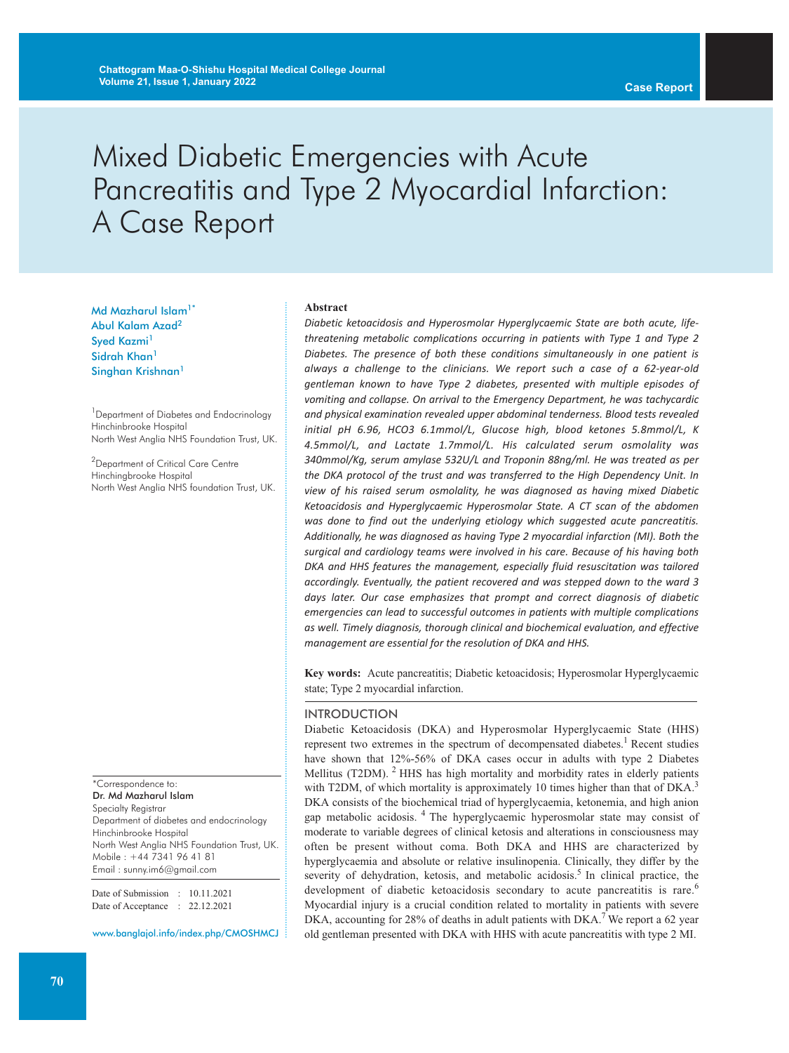Case Report

# Mixed Diabetic Emergencies with Acute Pancreatitis and Type 2 Myocardial Infarction: A Case Report

Md Mazharul Islam[1*]
Abul Kalam Azad[2]
Syed Kazmi[1]
Sidrah Khan[1]
Singhan Krishnan[1]

[1]Department of Diabetes and Endocrinology
Hinchinbrooke Hospital
North West Anglia NHS Foundation Trust, UK.

[2]Department of Critical Care Centre
Hinchingbrooke Hospital
North West Anglia NHS foundation Trust, UK.

*Correspondence to:
**Dr. Md Mazharul Islam**
Specialty Registrar
Department of diabetes and endocrinology
Hinchinbrooke Hospital
North West Anglia NHS Foundation Trust, UK.
Mobile : +44 7341 96 41 81
Email : sunny.im6@gmail.com

Date of Submission : 10.11.2021
Date of Acceptance : 22.12.2021

www.banglajol.info/index.php/CMOSHMCJ

## Abstract

*Diabetic ketoacidosis and Hyperosmolar Hyperglycaemic State are both acute, life-threatening metabolic complications occurring in patients with Type 1 and Type 2 Diabetes. The presence of both these conditions simultaneously in one patient is always a challenge to the clinicians. We report such a case of a 62-year-old gentleman known to have Type 2 diabetes, presented with multiple episodes of vomiting and collapse. On arrival to the Emergency Department, he was tachycardic and physical examination revealed upper abdominal tenderness. Blood tests revealed initial pH 6.96, HCO3 6.1mmol/L, Glucose high, blood ketones 5.8mmol/L, K 4.5mmol/L, and Lactate 1.7mmol/L. His calculated serum osmolality was 340mmol/Kg, serum amylase 532U/L and Troponin 88ng/ml. He was treated as per the DKA protocol of the trust and was transferred to the High Dependency Unit. In view of his raised serum osmolality, he was diagnosed as having mixed Diabetic Ketoacidosis and Hyperglycaemic Hyperosmolar State. A CT scan of the abdomen was done to find out the underlying etiology which suggested acute pancreatitis. Additionally, he was diagnosed as having Type 2 myocardial infarction (MI). Both the surgical and cardiology teams were involved in his care. Because of his having both DKA and HHS features the management, especially fluid resuscitation was tailored accordingly. Eventually, the patient recovered and was stepped down to the ward 3 days later. Our case emphasizes that prompt and correct diagnosis of diabetic emergencies can lead to successful outcomes in patients with multiple complications as well. Timely diagnosis, thorough clinical and biochemical evaluation, and effective management are essential for the resolution of DKA and HHS.*

**Key words:** Acute pancreatitis; Diabetic ketoacidosis; Hyperosmolar Hyperglycaemic state; Type 2 myocardial infarction.

## INTRODUCTION

Diabetic Ketoacidosis (DKA) and Hyperosmolar Hyperglycaemic State (HHS) represent two extremes in the spectrum of decompensated diabetes.[1] Recent studies have shown that 12%-56% of DKA cases occur in adults with type 2 Diabetes Mellitus (T2DM). [2] HHS has high mortality and morbidity rates in elderly patients with T2DM, of which mortality is approximately 10 times higher than that of DKA.[3] DKA consists of the biochemical triad of hyperglycaemia, ketonemia, and high anion gap metabolic acidosis. [4] The hyperglycaemic hyperosmolar state may consist of moderate to variable degrees of clinical ketosis and alterations in consciousness may often be present without coma. Both DKA and HHS are characterized by hyperglycaemia and absolute or relative insulinopenia. Clinically, they differ by the severity of dehydration, ketosis, and metabolic acidosis.[5] In clinical practice, the development of diabetic ketoacidosis secondary to acute pancreatitis is rare.[6] Myocardial injury is a crucial condition related to mortality in patients with severe DKA, accounting for 28% of deaths in adult patients with DKA.[7] We report a 62 year old gentleman presented with DKA with HHS with acute pancreatitis with type 2 MI.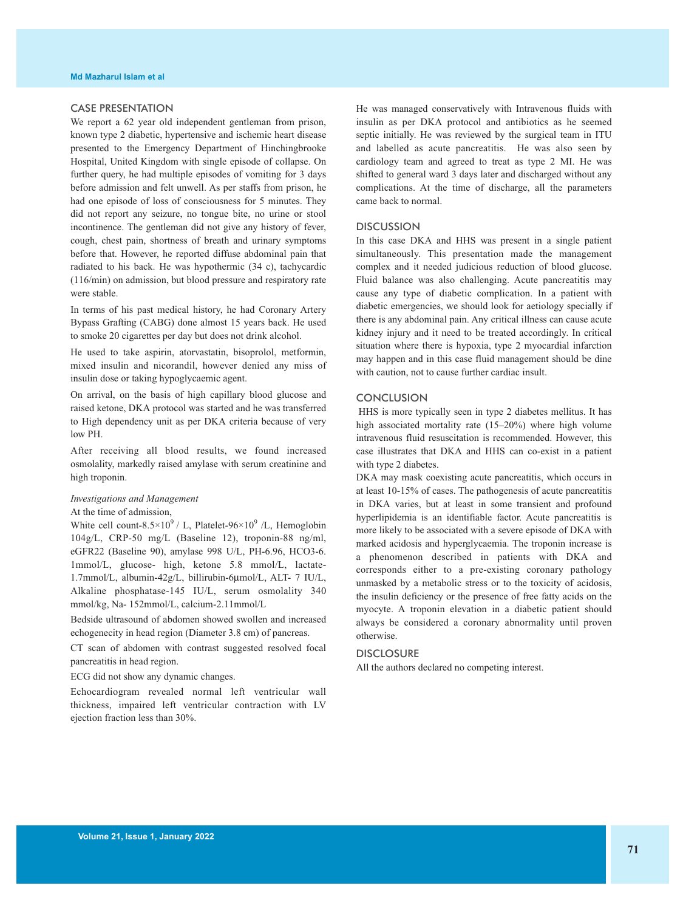## CASE PRESENTATION

We report a 62 year old independent gentleman from prison, known type 2 diabetic, hypertensive and ischemic heart disease presented to the Emergency Department of Hinchingbrooke Hospital, United Kingdom with single episode of collapse. On further query, he had multiple episodes of vomiting for 3 days before admission and felt unwell. As per staffs from prison, he had one episode of loss of consciousness for 5 minutes. They did not report any seizure, no tongue bite, no urine or stool incontinence. The gentleman did not give any history of fever, cough, chest pain, shortness of breath and urinary symptoms before that. However, he reported diffuse abdominal pain that radiated to his back. He was hypothermic (34 c), tachycardic (116/min) on admission, but blood pressure and respiratory rate were stable.

In terms of his past medical history, he had Coronary Artery Bypass Grafting (CABG) done almost 15 years back. He used to smoke 20 cigarettes per day but does not drink alcohol.

He used to take aspirin, atorvastatin, bisoprolol, metformin, mixed insulin and nicorandil, however denied any miss of insulin dose or taking hypoglycaemic agent.

On arrival, on the basis of high capillary blood glucose and raised ketone, DKA protocol was started and he was transferred to High dependency unit as per DKA criteria because of very low PH.

After receiving all blood results, we found increased osmolality, markedly raised amylase with serum creatinine and high troponin.

*Investigations and Management*

At the time of admission,

White cell count-$8.5\times10^9$ / L, Platelet-$96\times10^9$ /L, Hemoglobin 104g/L, CRP-50 mg/L (Baseline 12), troponin-88 ng/ml, eGFR22 (Baseline 90), amylase 998 U/L, PH-6.96, HCO3-6. 1mmol/L, glucose- high, ketone 5.8 mmol/L, lactate-1.7mmol/L, albumin-42g/L, billirubin-6μmol/L, ALT- 7 IU/L, Alkaline phosphatase-145 IU/L, serum osmolality 340 mmol/kg, Na- 152mmol/L, calcium-2.11mmol/L

Bedside ultrasound of abdomen showed swollen and increased echogenecity in head region (Diameter 3.8 cm) of pancreas.

CT scan of abdomen with contrast suggested resolved focal pancreatitis in head region.

ECG did not show any dynamic changes.

Echocardiogram revealed normal left ventricular wall thickness, impaired left ventricular contraction with LV ejection fraction less than 30%.

He was managed conservatively with Intravenous fluids with insulin as per DKA protocol and antibiotics as he seemed septic initially. He was reviewed by the surgical team in ITU and labelled as acute pancreatitis. He was also seen by cardiology team and agreed to treat as type 2 MI. He was shifted to general ward 3 days later and discharged without any complications. At the time of discharge, all the parameters came back to normal.

## DISCUSSION

In this case DKA and HHS was present in a single patient simultaneously. This presentation made the management complex and it needed judicious reduction of blood glucose. Fluid balance was also challenging. Acute pancreatitis may cause any type of diabetic complication. In a patient with diabetic emergencies, we should look for aetiology specially if there is any abdominal pain. Any critical illness can cause acute kidney injury and it need to be treated accordingly. In critical situation where there is hypoxia, type 2 myocardial infarction may happen and in this case fluid management should be dine with caution, not to cause further cardiac insult.

## CONCLUSION

HHS is more typically seen in type 2 diabetes mellitus. It has high associated mortality rate (15–20%) where high volume intravenous fluid resuscitation is recommended. However, this case illustrates that DKA and HHS can co-exist in a patient with type 2 diabetes.

DKA may mask coexisting acute pancreatitis, which occurs in at least 10-15% of cases. The pathogenesis of acute pancreatitis in DKA varies, but at least in some transient and profound hyperlipidemia is an identifiable factor. Acute pancreatitis is more likely to be associated with a severe episode of DKA with marked acidosis and hyperglycaemia. The troponin increase is a phenomenon described in patients with DKA and corresponds either to a pre-existing coronary pathology unmasked by a metabolic stress or to the toxicity of acidosis, the insulin deficiency or the presence of free fatty acids on the myocyte. A troponin elevation in a diabetic patient should always be considered a coronary abnormality until proven otherwise.

## DISCLOSURE

All the authors declared no competing interest.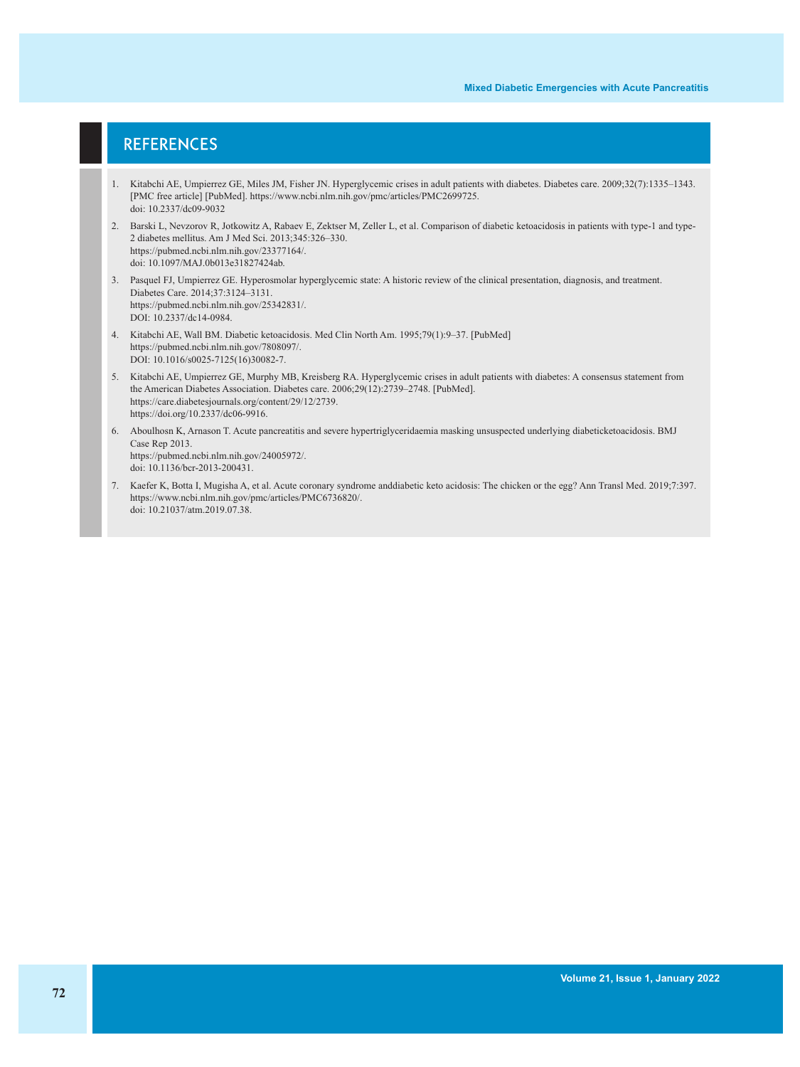## REFERENCES

1. Kitabchi AE, Umpierrez GE, Miles JM, Fisher JN. Hyperglycemic crises in adult patients with diabetes. Diabetes care. 2009;32(7):1335–1343. [PMC free article] [PubMed]. https://www.ncbi.nlm.nih.gov/pmc/articles/PMC2699725. doi: 10.2337/dc09-9032
2. Barski L, Nevzorov R, Jotkowitz A, Rabaev E, Zektser M, Zeller L, et al. Comparison of diabetic ketoacidosis in patients with type-1 and type-2 diabetes mellitus. Am J Med Sci. 2013;345:326–330. https://pubmed.ncbi.nlm.nih.gov/23377164/. doi: 10.1097/MAJ.0b013e31827424ab.
3. Pasquel FJ, Umpierrez GE. Hyperosmolar hyperglycemic state: A historic review of the clinical presentation, diagnosis, and treatment. Diabetes Care. 2014;37:3124–3131. https://pubmed.ncbi.nlm.nih.gov/25342831/. DOI: 10.2337/dc14-0984.
4. Kitabchi AE, Wall BM. Diabetic ketoacidosis. Med Clin North Am. 1995;79(1):9–37. [PubMed] https://pubmed.ncbi.nlm.nih.gov/7808097/. DOI: 10.1016/s0025-7125(16)30082-7.
5. Kitabchi AE, Umpierrez GE, Murphy MB, Kreisberg RA. Hyperglycemic crises in adult patients with diabetes: A consensus statement from the American Diabetes Association. Diabetes care. 2006;29(12):2739–2748. [PubMed]. https://care.diabetesjournals.org/content/29/12/2739. https://doi.org/10.2337/dc06-9916.
6. Aboulhosn K, Arnason T. Acute pancreatitis and severe hypertriglyceridaemia masking unsuspected underlying diabeticketoacidosis. BMJ Case Rep 2013. https://pubmed.ncbi.nlm.nih.gov/24005972/. doi: 10.1136/bcr-2013-200431.
7. Kaefer K, Botta I, Mugisha A, et al. Acute coronary syndrome anddiabetic keto acidosis: The chicken or the egg? Ann Transl Med. 2019;7:397. https://www.ncbi.nlm.nih.gov/pmc/articles/PMC6736820/. doi: 10.21037/atm.2019.07.38.